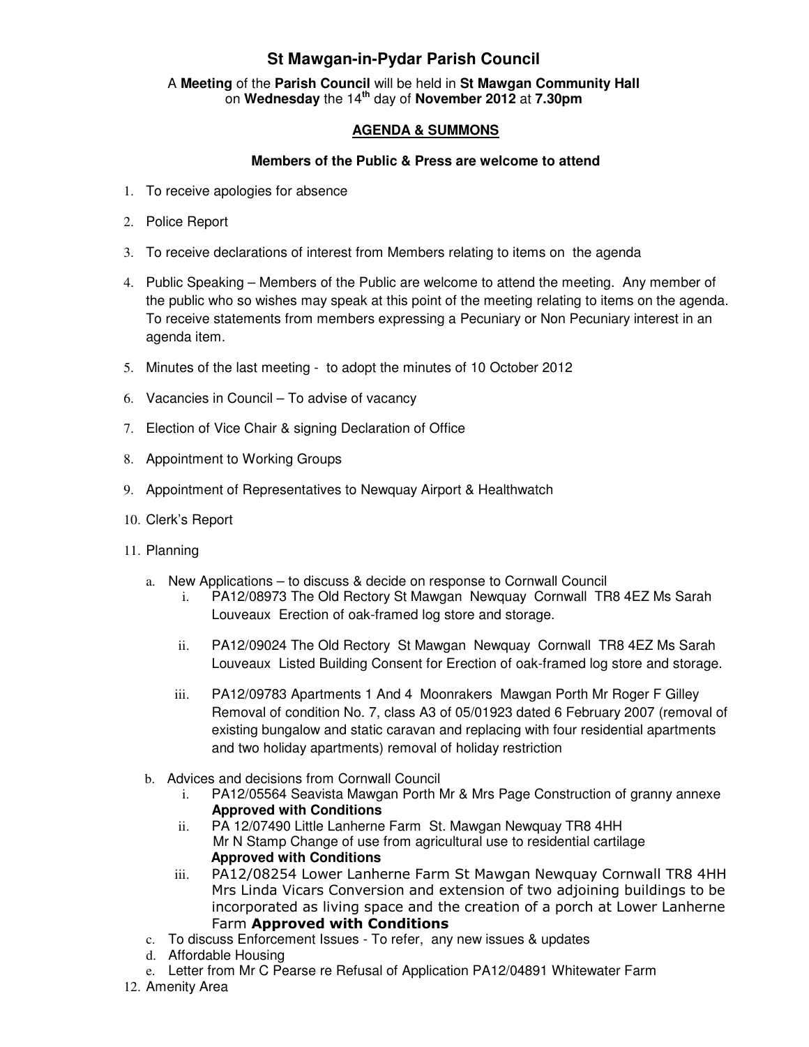# St Mawgan-in-Pydar Parish Council

A **Meeting** of the **Parish Council** will be held in **St Mawgan Community Hall** on **Wednesday** the 14th day of **November 2012** at **7.30pm**

## AGENDA & SUMMONS

### Members of the Public & Press are welcome to attend

1. To receive apologies for absence
2. Police Report
3. To receive declarations of interest from Members relating to items on the agenda
4. Public Speaking – Members of the Public are welcome to attend the meeting. Any member of the public who so wishes may speak at this point of the meeting relating to items on the agenda. To receive statements from members expressing a Pecuniary or Non Pecuniary interest in an agenda item.
5. Minutes of the last meeting - to adopt the minutes of 10 October 2012
6. Vacancies in Council – To advise of vacancy
7. Election of Vice Chair & signing Declaration of Office
8. Appointment to Working Groups
9. Appointment of Representatives to Newquay Airport & Healthwatch
10. Clerk's Report
11. Planning
    a. New Applications – to discuss & decide on response to Cornwall Council
        i. PA12/08973 The Old Rectory St Mawgan Newquay Cornwall TR8 4EZ Ms Sarah Louveaux Erection of oak-framed log store and storage.
        ii. PA12/09024 The Old Rectory St Mawgan Newquay Cornwall TR8 4EZ Ms Sarah Louveaux Listed Building Consent for Erection of oak-framed log store and storage.
        iii. PA12/09783 Apartments 1 And 4 Moonrakers Mawgan Porth Mr Roger F Gilley Removal of condition No. 7, class A3 of 05/01923 dated 6 February 2007 (removal of existing bungalow and static caravan and replacing with four residential apartments and two holiday apartments) removal of holiday restriction
    b. Advices and decisions from Cornwall Council
        i. PA12/05564 Seavista Mawgan Porth Mr & Mrs Page Construction of granny annexe **Approved with Conditions**
        ii. PA 12/07490 Little Lanherne Farm St. Mawgan Newquay TR8 4HH Mr N Stamp Change of use from agricultural use to residential cartilage **Approved with Conditions**
        iii. PA12/08254 Lower Lanherne Farm St Mawgan Newquay Cornwall TR8 4HH Mrs Linda Vicars Conversion and extension of two adjoining buildings to be incorporated as living space and the creation of a porch at Lower Lanherne Farm **Approved with Conditions**
    c. To discuss Enforcement Issues - To refer, any new issues & updates
    d. Affordable Housing
    e. Letter from Mr C Pearse re Refusal of Application PA12/04891 Whitewater Farm
12. Amenity Area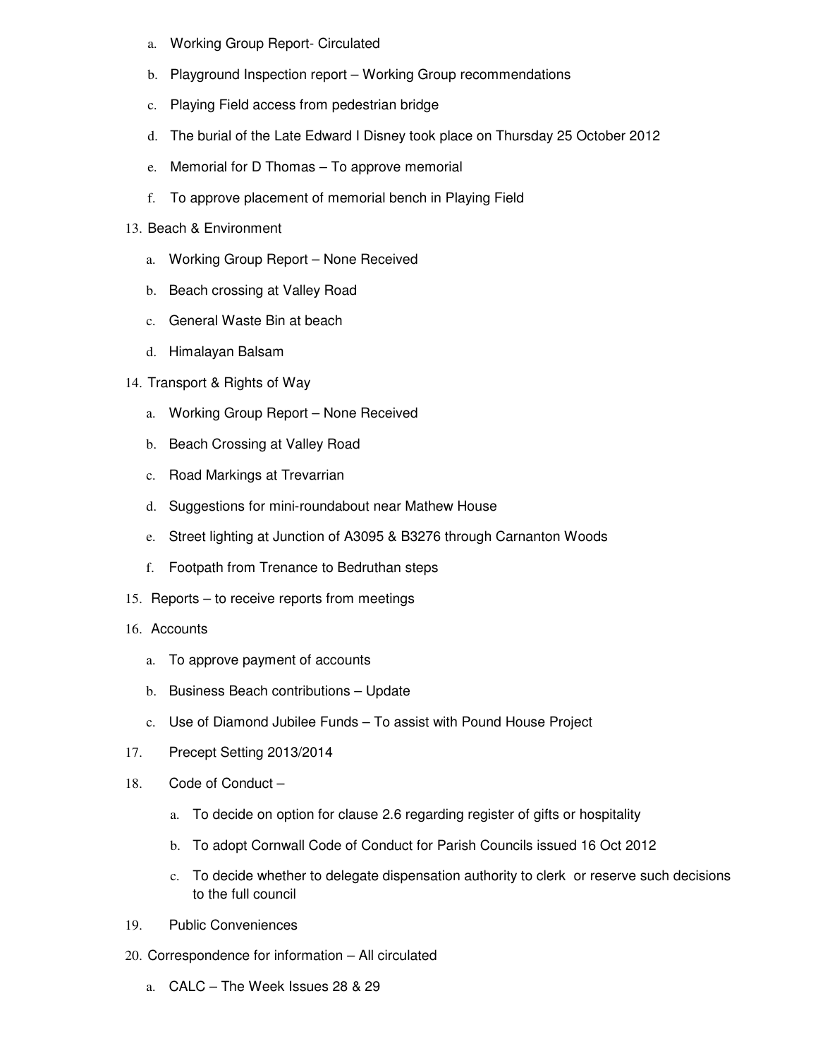a. Working Group Report- Circulated
b. Playground Inspection report – Working Group recommendations
c. Playing Field access from pedestrian bridge
d. The burial of the Late Edward I Disney took place on Thursday 25 October 2012
e. Memorial for D Thomas – To approve memorial
f. To approve placement of memorial bench in Playing Field

13. Beach & Environment
    a. Working Group Report – None Received
    b. Beach crossing at Valley Road
    c. General Waste Bin at beach
    d. Himalayan Balsam
14. Transport & Rights of Way
    a. Working Group Report – None Received
    b. Beach Crossing at Valley Road
    c. Road Markings at Trevarrian
    d. Suggestions for mini-roundabout near Mathew House
    e. Street lighting at Junction of A3095 & B3276 through Carnanton Woods
    f. Footpath from Trenance to Bedruthan steps
15. Reports – to receive reports from meetings
16. Accounts
    a. To approve payment of accounts
    b. Business Beach contributions – Update
    c. Use of Diamond Jubilee Funds – To assist with Pound House Project
17. Precept Setting 2013/2014
18. Code of Conduct –
    a. To decide on option for clause 2.6 regarding register of gifts or hospitality
    b. To adopt Cornwall Code of Conduct for Parish Councils issued 16 Oct 2012
    c. To decide whether to delegate dispensation authority to clerk or reserve such decisions to the full council
19. Public Conveniences
20. Correspondence for information – All circulated
    a. CALC – The Week Issues 28 & 29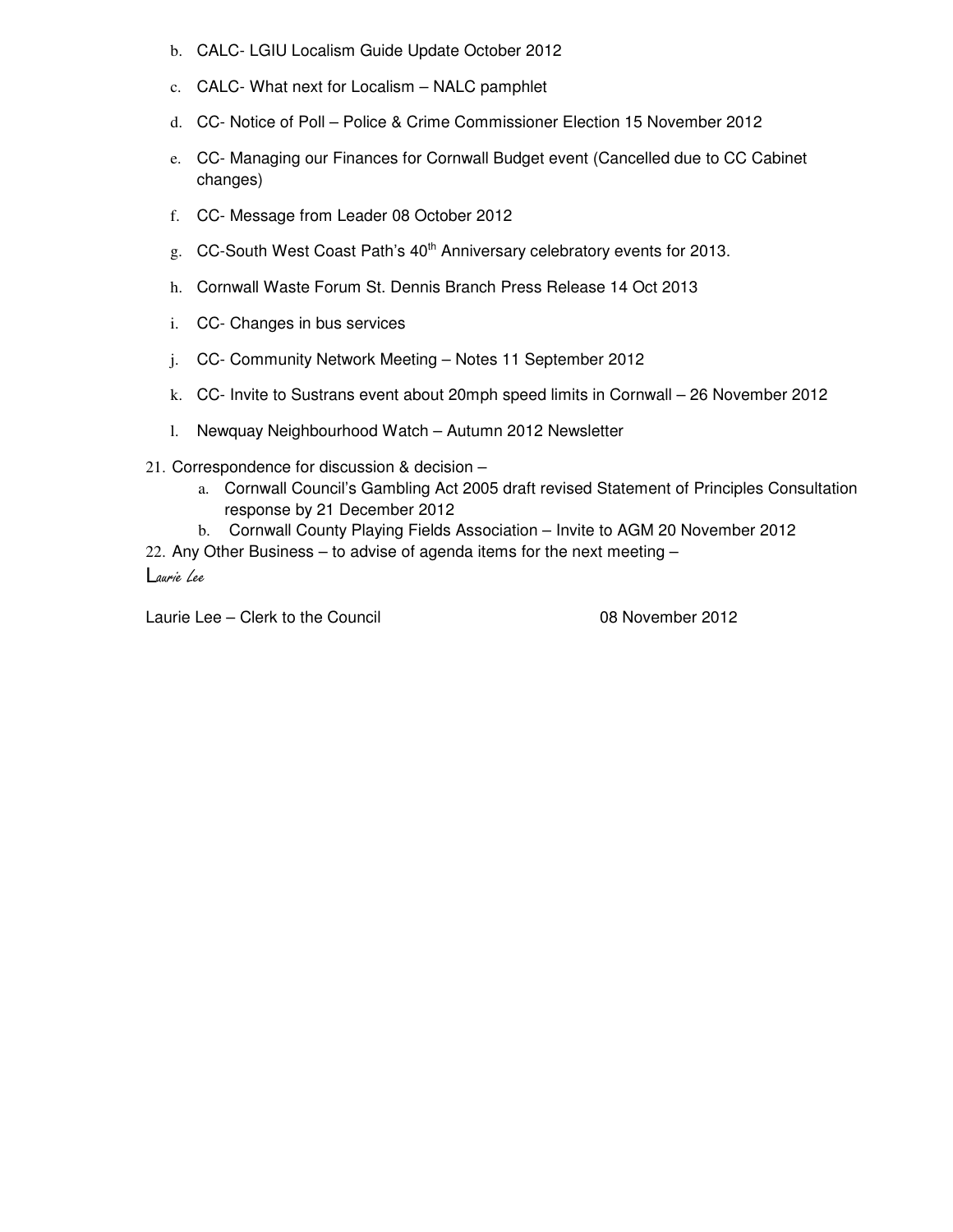b. CALC- LGIU Localism Guide Update October 2012

c. CALC- What next for Localism – NALC pamphlet

d. CC- Notice of Poll – Police & Crime Commissioner Election 15 November 2012

e. CC- Managing our Finances for Cornwall Budget event (Cancelled due to CC Cabinet changes)

f. CC- Message from Leader 08 October 2012

g. CC-South West Coast Path's 40th Anniversary celebratory events for 2013.

h. Cornwall Waste Forum St. Dennis Branch Press Release 14 Oct 2013

i. CC- Changes in bus services

j. CC- Community Network Meeting – Notes 11 September 2012

k. CC- Invite to Sustrans event about 20mph speed limits in Cornwall – 26 November 2012

l. Newquay Neighbourhood Watch – Autumn 2012 Newsletter

21. Correspondence for discussion & decision –
    a. Cornwall Council's Gambling Act 2005 draft revised Statement of Principles Consultation response by 21 December 2012
    b. Cornwall County Playing Fields Association – Invite to AGM 20 November 2012

22. Any Other Business – to advise of agenda items for the next meeting –

Laurie Lee

Laurie Lee – Clerk to the Council 08 November 2012